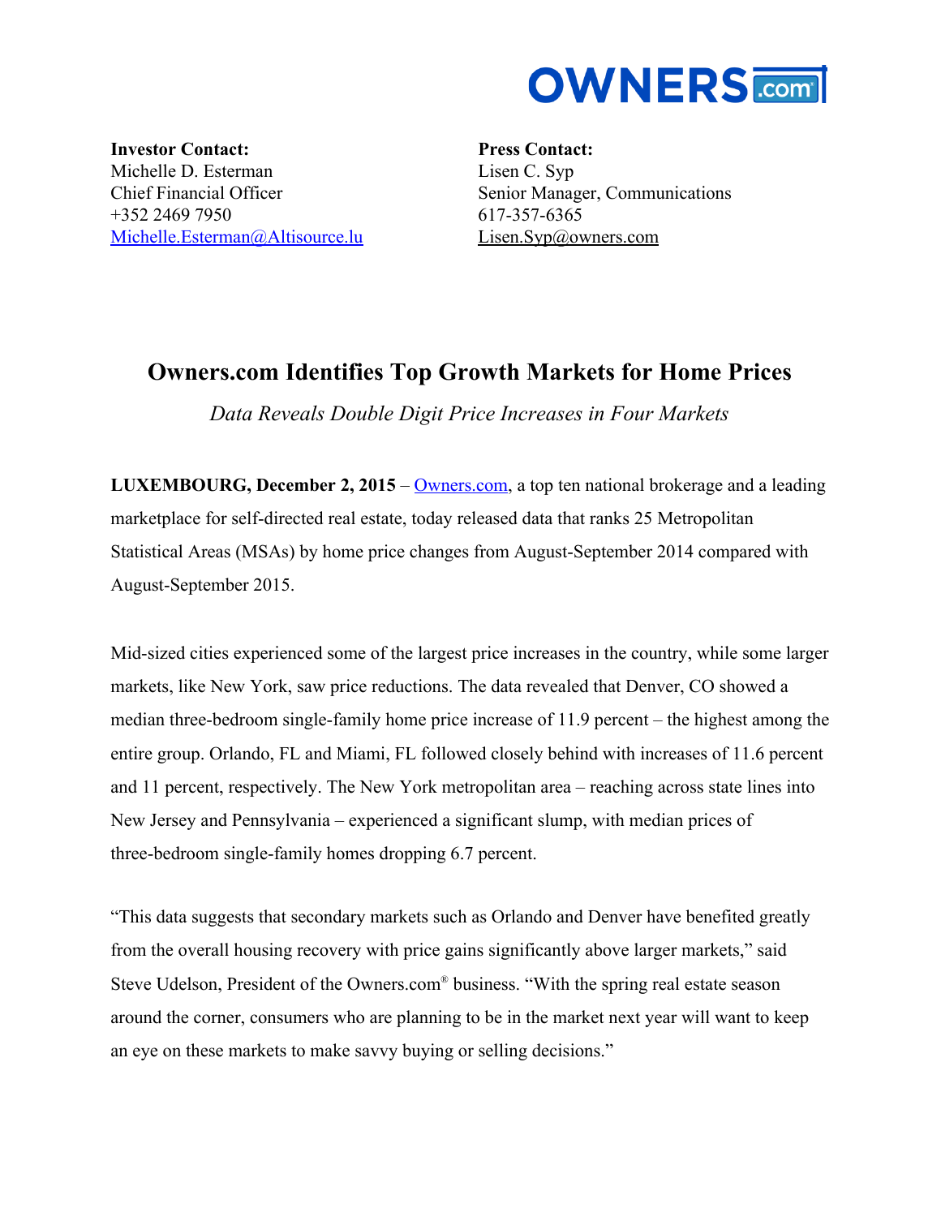**Investor Contact:**
Michelle D. Esterman
Chief Financial Officer
+352 2469 7950
Michelle.Esterman@Altisource.lu

**Press Contact:**
Lisen C. Syp
Senior Manager, Communications
617-357-6365
Lisen.Syp@owners.com

# Owners.com Identifies Top Growth Markets for Home Prices

*Data Reveals Double Digit Price Increases in Four Markets*

**LUXEMBOURG, December 2, 2015** – Owners.com, a top ten national brokerage and a leading marketplace for self-directed real estate, today released data that ranks 25 Metropolitan Statistical Areas (MSAs) by home price changes from August-September 2014 compared with August-September 2015.

Mid-sized cities experienced some of the largest price increases in the country, while some larger markets, like New York, saw price reductions. The data revealed that Denver, CO showed a median three-bedroom single-family home price increase of 11.9 percent – the highest among the entire group. Orlando, FL and Miami, FL followed closely behind with increases of 11.6 percent and 11 percent, respectively. The New York metropolitan area – reaching across state lines into New Jersey and Pennsylvania – experienced a significant slump, with median prices of three-bedroom single-family homes dropping 6.7 percent.

"This data suggests that secondary markets such as Orlando and Denver have benefited greatly from the overall housing recovery with price gains significantly above larger markets," said Steve Udelson, President of the Owners.com® business. "With the spring real estate season around the corner, consumers who are planning to be in the market next year will want to keep an eye on these markets to make savvy buying or selling decisions."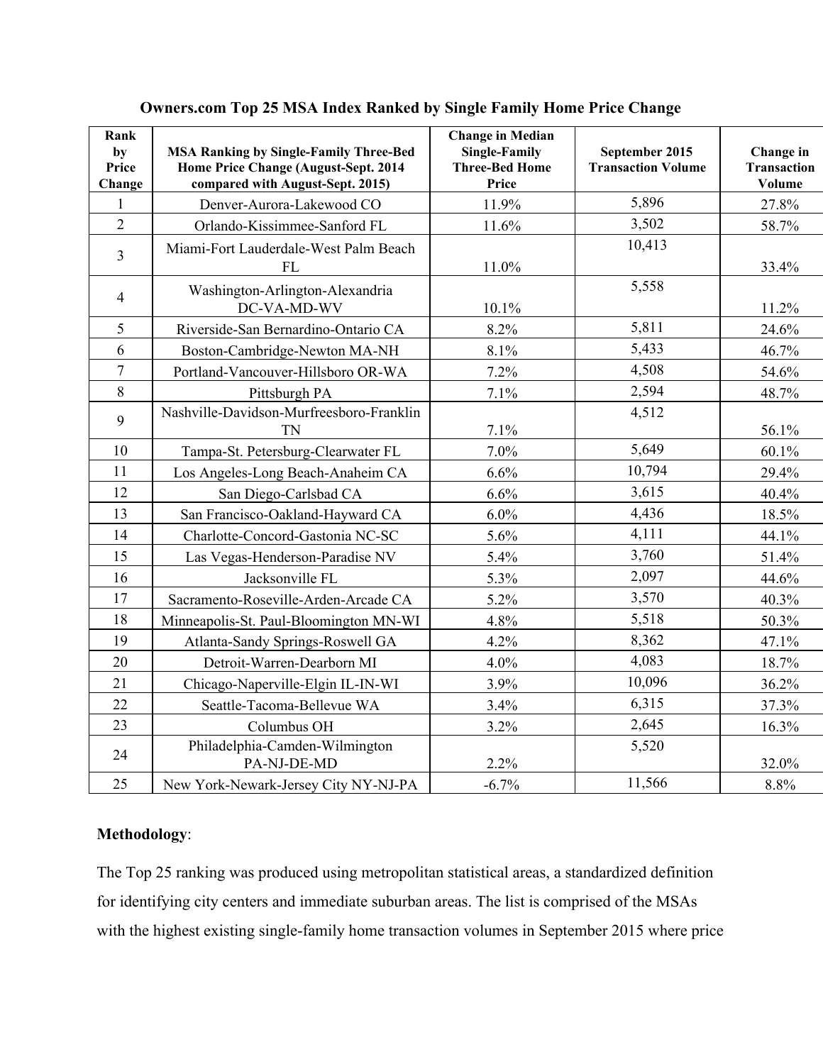**Owners.com Top 25 MSA Index Ranked by Single Family Home Price Change**

| Rank by Price Change | MSA Ranking by Single-Family Three-Bed Home Price Change (August-Sept. 2014 compared with August-Sept. 2015) | Change in Median Single-Family Three-Bed Home Price | September 2015 Transaction Volume | Change in Transaction Volume |
|---|---|---|---|---|
| 1 | Denver-Aurora-Lakewood CO | 11.9% | 5,896 | 27.8% |
| 2 | Orlando-Kissimmee-Sanford FL | 11.6% | 3,502 | 58.7% |
| 3 | Miami-Fort Lauderdale-West Palm Beach FL | 11.0% | 10,413 | 33.4% |
| 4 | Washington-Arlington-Alexandria DC-VA-MD-WV | 10.1% | 5,558 | 11.2% |
| 5 | Riverside-San Bernardino-Ontario CA | 8.2% | 5,811 | 24.6% |
| 6 | Boston-Cambridge-Newton MA-NH | 8.1% | 5,433 | 46.7% |
| 7 | Portland-Vancouver-Hillsboro OR-WA | 7.2% | 4,508 | 54.6% |
| 8 | Pittsburgh PA | 7.1% | 2,594 | 48.7% |
| 9 | Nashville-Davidson-Murfreesboro-Franklin TN | 7.1% | 4,512 | 56.1% |
| 10 | Tampa-St. Petersburg-Clearwater FL | 7.0% | 5,649 | 60.1% |
| 11 | Los Angeles-Long Beach-Anaheim CA | 6.6% | 10,794 | 29.4% |
| 12 | San Diego-Carlsbad CA | 6.6% | 3,615 | 40.4% |
| 13 | San Francisco-Oakland-Hayward CA | 6.0% | 4,436 | 18.5% |
| 14 | Charlotte-Concord-Gastonia NC-SC | 5.6% | 4,111 | 44.1% |
| 15 | Las Vegas-Henderson-Paradise NV | 5.4% | 3,760 | 51.4% |
| 16 | Jacksonville FL | 5.3% | 2,097 | 44.6% |
| 17 | Sacramento-Roseville-Arden-Arcade CA | 5.2% | 3,570 | 40.3% |
| 18 | Minneapolis-St. Paul-Bloomington MN-WI | 4.8% | 5,518 | 50.3% |
| 19 | Atlanta-Sandy Springs-Roswell GA | 4.2% | 8,362 | 47.1% |
| 20 | Detroit-Warren-Dearborn MI | 4.0% | 4,083 | 18.7% |
| 21 | Chicago-Naperville-Elgin IL-IN-WI | 3.9% | 10,096 | 36.2% |
| 22 | Seattle-Tacoma-Bellevue WA | 3.4% | 6,315 | 37.3% |
| 23 | Columbus OH | 3.2% | 2,645 | 16.3% |
| 24 | Philadelphia-Camden-Wilmington PA-NJ-DE-MD | 2.2% | 5,520 | 32.0% |
| 25 | New York-Newark-Jersey City NY-NJ-PA | -6.7% | 11,566 | 8.8% |

**Methodology**:

The Top 25 ranking was produced using metropolitan statistical areas, a standardized definition for identifying city centers and immediate suburban areas. The list is comprised of the MSAs with the highest existing single-family home transaction volumes in September 2015 where price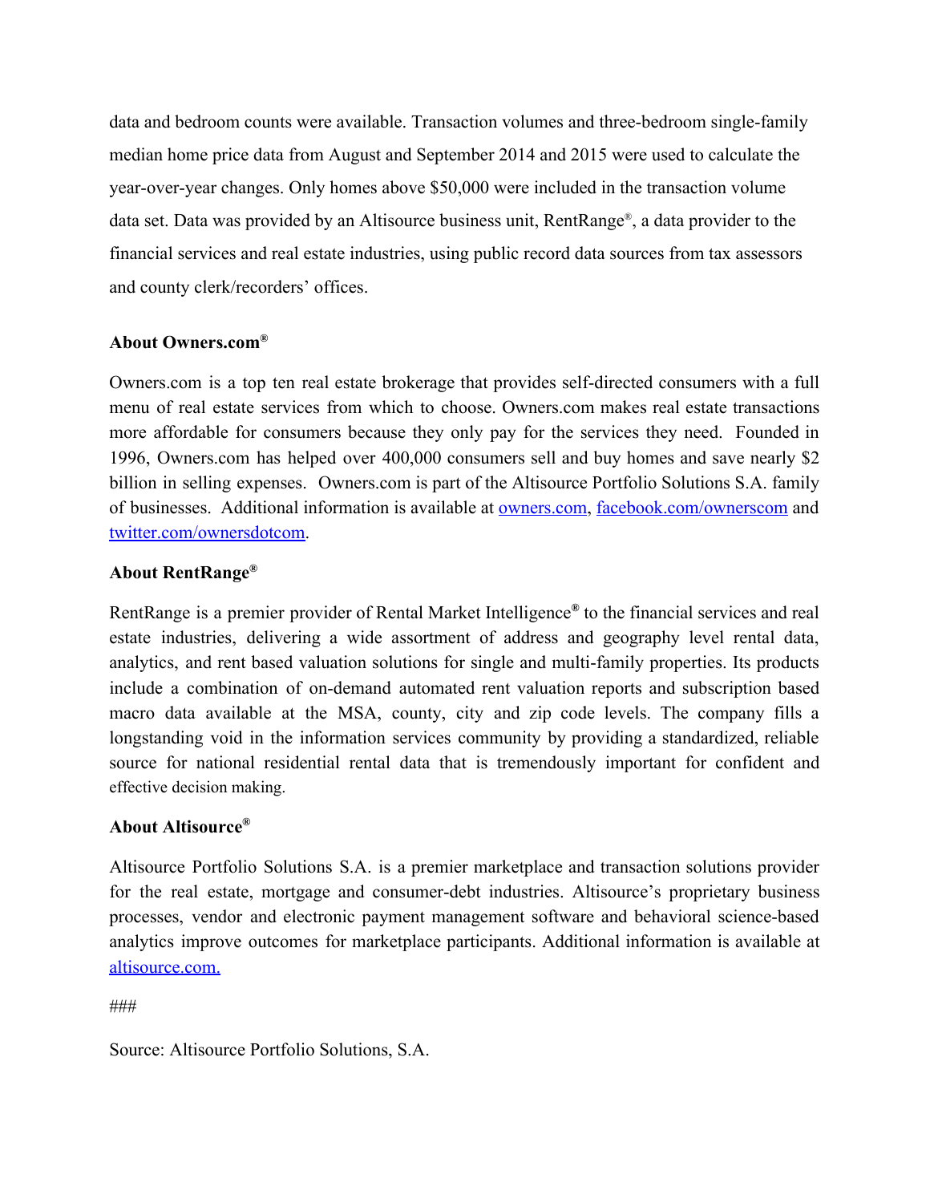data and bedroom counts were available. Transaction volumes and three-bedroom single-family median home price data from August and September 2014 and 2015 were used to calculate the year-over-year changes. Only homes above $50,000 were included in the transaction volume data set. Data was provided by an Altisource business unit, RentRange®, a data provider to the financial services and real estate industries, using public record data sources from tax assessors and county clerk/recorders' offices.

**About Owners.com®**

Owners.com is a top ten real estate brokerage that provides self-directed consumers with a full menu of real estate services from which to choose. Owners.com makes real estate transactions more affordable for consumers because they only pay for the services they need. Founded in 1996, Owners.com has helped over 400,000 consumers sell and buy homes and save nearly $2 billion in selling expenses. Owners.com is part of the Altisource Portfolio Solutions S.A. family of businesses. Additional information is available at owners.com, facebook.com/ownerscom and twitter.com/ownersdotcom.

**About RentRange®**

RentRange is a premier provider of Rental Market Intelligence® to the financial services and real estate industries, delivering a wide assortment of address and geography level rental data, analytics, and rent based valuation solutions for single and multi-family properties. Its products include a combination of on-demand automated rent valuation reports and subscription based macro data available at the MSA, county, city and zip code levels. The company fills a longstanding void in the information services community by providing a standardized, reliable source for national residential rental data that is tremendously important for confident and effective decision making.

**About Altisource®**

Altisource Portfolio Solutions S.A. is a premier marketplace and transaction solutions provider for the real estate, mortgage and consumer-debt industries. Altisource's proprietary business processes, vendor and electronic payment management software and behavioral science-based analytics improve outcomes for marketplace participants. Additional information is available at altisource.com.

###

Source: Altisource Portfolio Solutions, S.A.